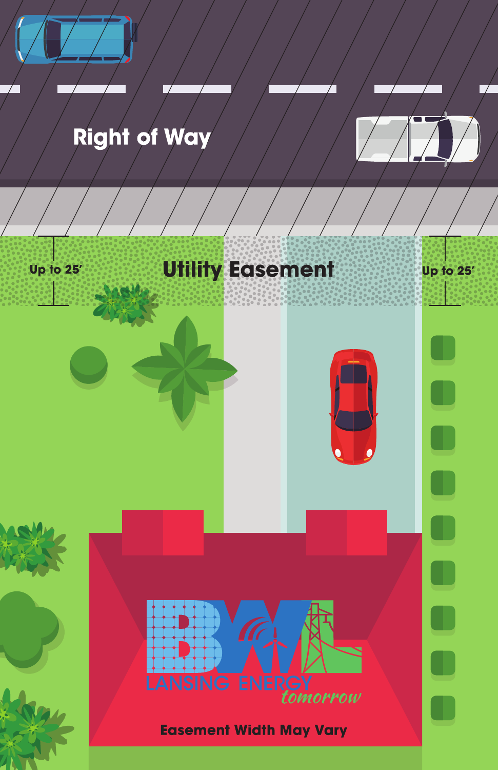Right of Way

Up to 25′

**Utility Easement**

Up to 25′

BWL

LANSING ENERGY *tomorrow*

**Easement Width May Vary**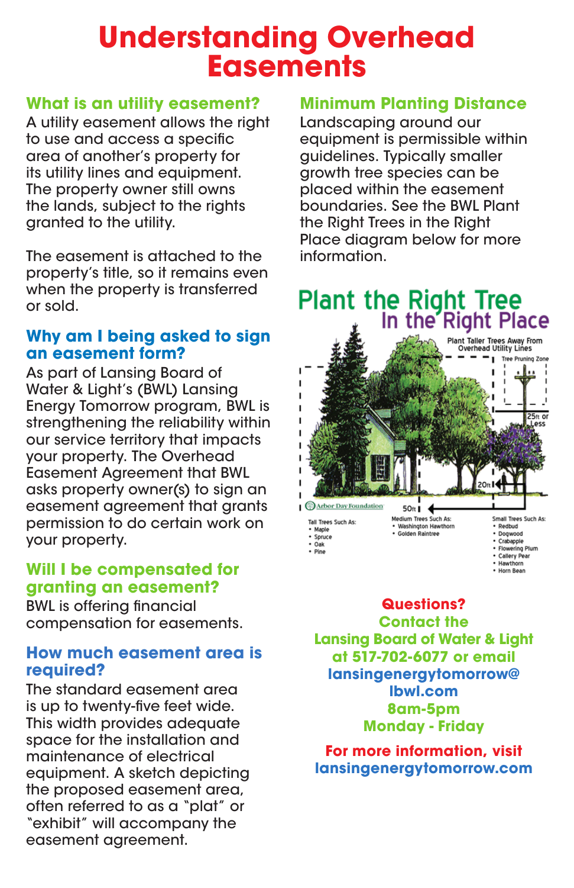# Understanding Overhead Easements

## What is an utility easement?

A utility easement allows the right to use and access a specific area of another's property for its utility lines and equipment. The property owner still owns the lands, subject to the rights granted to the utility.

The easement is attached to the property's title, so it remains even when the property is transferred or sold.

## Why am I being asked to sign an easement form?

As part of Lansing Board of Water & Light's (BWL) Lansing Energy Tomorrow program, BWL is strengthening the reliability within our service territory that impacts your property. The Overhead Easement Agreement that BWL asks property owner(s) to sign an easement agreement that grants permission to do certain work on your property.

## Will I be compensated for granting an easement?

BWL is offering financial compensation for easements.

## How much easement area is required?

The standard easement area is up to twenty-five feet wide. This width provides adequate space for the installation and maintenance of electrical equipment. A sketch depicting the proposed easement area, often referred to as a "plat" or "exhibit" will accompany the easement agreement.

## Minimum Planting Distance

Landscaping around our equipment is permissible within guidelines. Typically smaller growth tree species can be placed within the easement boundaries. See the BWL Plant the Right Trees in the Right Place diagram below for more information.

Plant the Right Tree In the Right Place

Plant Taller Trees Away From Overhead Utility Lines

Tree Pruning Zone

25ft or Less

20ft

50ft

Arbor Day Foundation

Tall Trees Such As:
- Maple
- Spruce
- Oak
- Pine

Medium Trees Such As:
- Washington Hawthorn
- Golden Raintree

Small Trees Such As:
- Redbud
- Dogwood
- Crabapple
- Flowering Plum
- Callery Pear
- Hawthorn
- Horn Bean

**Questions?**
**Contact the Lansing Board of Water & Light at 517-702-6077 or email lansingenergytomorrow@lbwl.com**
**8am-5pm**
**Monday - Friday**

**For more information, visit lansingenergytomorrow.com**